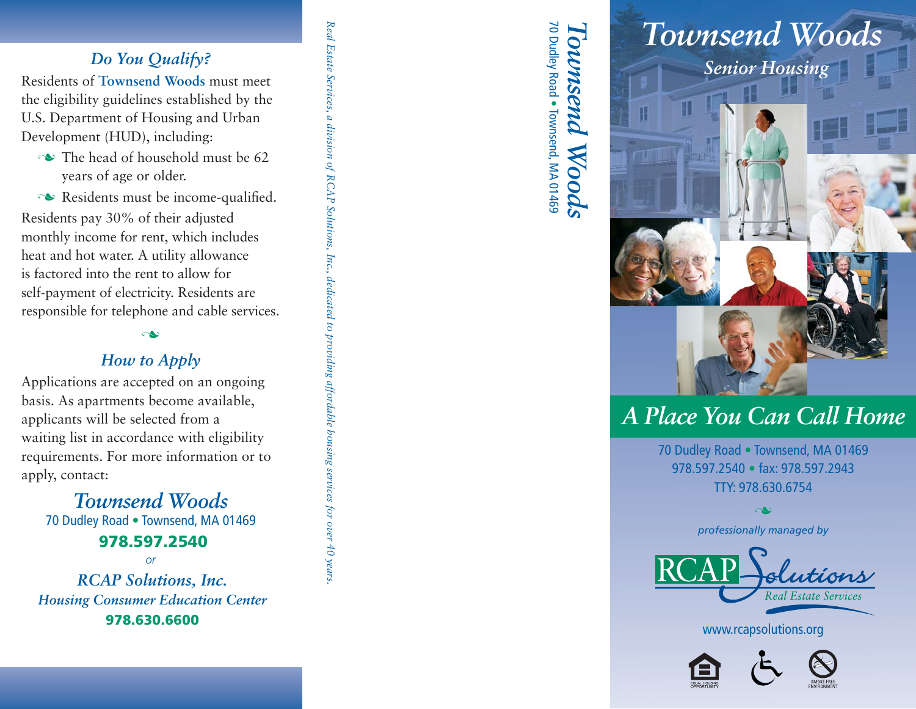## *Do You Qualify?*

Residents of **Townsend Woods** must meet the eligibility guidelines established by the U.S. Department of Housing and Urban Development (HUD), including:

- The head of household must be 62 years of age or older.
- Residents must be income-qualified.

Residents pay 30% of their adjusted monthly income for rent, which includes heat and hot water. A utility allowance is factored into the rent to allow for self-payment of electricity. Residents are responsible for telephone and cable services.

## *How to Apply*

Applications are accepted on an ongoing basis. As apartments become available, applicants will be selected from a waiting list in accordance with eligibility requirements. For more information or to apply, contact:

***Townsend Woods***
70 Dudley Road • Townsend, MA 01469
**978.597.2540**

*or*

***RCAP Solutions, Inc.***
***Housing Consumer Education Center***
**978.630.6600**

*Real Estate Services, a division of RCAP Solutions, Inc., dedicated to providing affordable housing services for over 40 years.*

***Townsend Woods***
70 Dudley Road • Townsend, MA 01469

# *Townsend Woods*

## *Senior Housing*

## *A Place You Can Call Home*

70 Dudley Road • Townsend, MA 01469
978.597.2540 • fax: 978.597.2943
TTY: 978.630.6754

*professionally managed by*

RCAP Solutions
*Real Estate Services*

www.rcapsolutions.org

EQUAL HOUSING OPPORTUNITY

SMOKE FREE ENVIRONMENT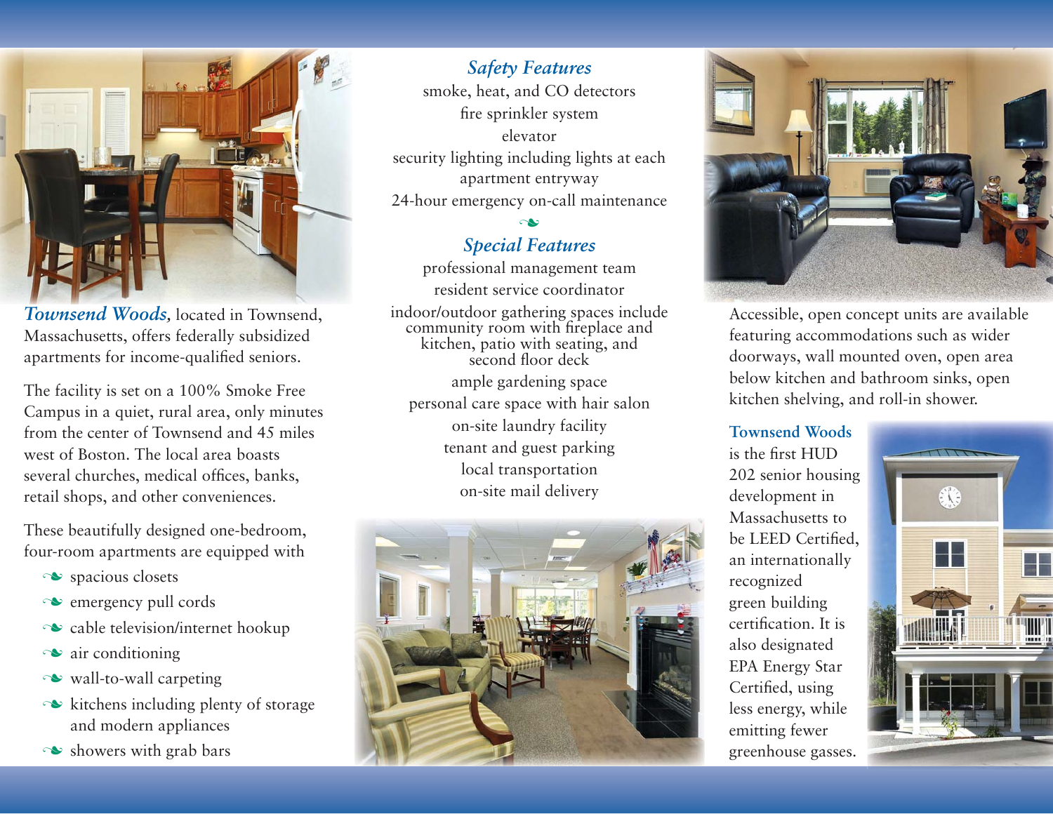***Townsend Woods***, located in Townsend, Massachusetts, offers federally subsidized apartments for income-qualified seniors.

The facility is set on a 100% Smoke Free Campus in a quiet, rural area, only minutes from the center of Townsend and 45 miles west of Boston. The local area boasts several churches, medical offices, banks, retail shops, and other conveniences.

These beautifully designed one-bedroom, four-room apartments are equipped with

- spacious closets
- emergency pull cords
- cable television/internet hookup
- air conditioning
- wall-to-wall carpeting
- kitchens including plenty of storage and modern appliances
- showers with grab bars

## *Safety Features*

smoke, heat, and CO detectors
fire sprinkler system
elevator
security lighting including lights at each apartment entryway
24-hour emergency on-call maintenance

## *Special Features*

professional management team
resident service coordinator
indoor/outdoor gathering spaces include community room with fireplace and kitchen, patio with seating, and second floor deck
ample gardening space
personal care space with hair salon
on-site laundry facility
tenant and guest parking
local transportation
on-site mail delivery

Accessible, open concept units are available featuring accommodations such as wider doorways, wall mounted oven, open area below kitchen and bathroom sinks, open kitchen shelving, and roll-in shower.

**Townsend Woods** is the first HUD 202 senior housing development in Massachusetts to be LEED Certified, an internationally recognized green building certification. It is also designated EPA Energy Star Certified, using less energy, while emitting fewer greenhouse gasses.